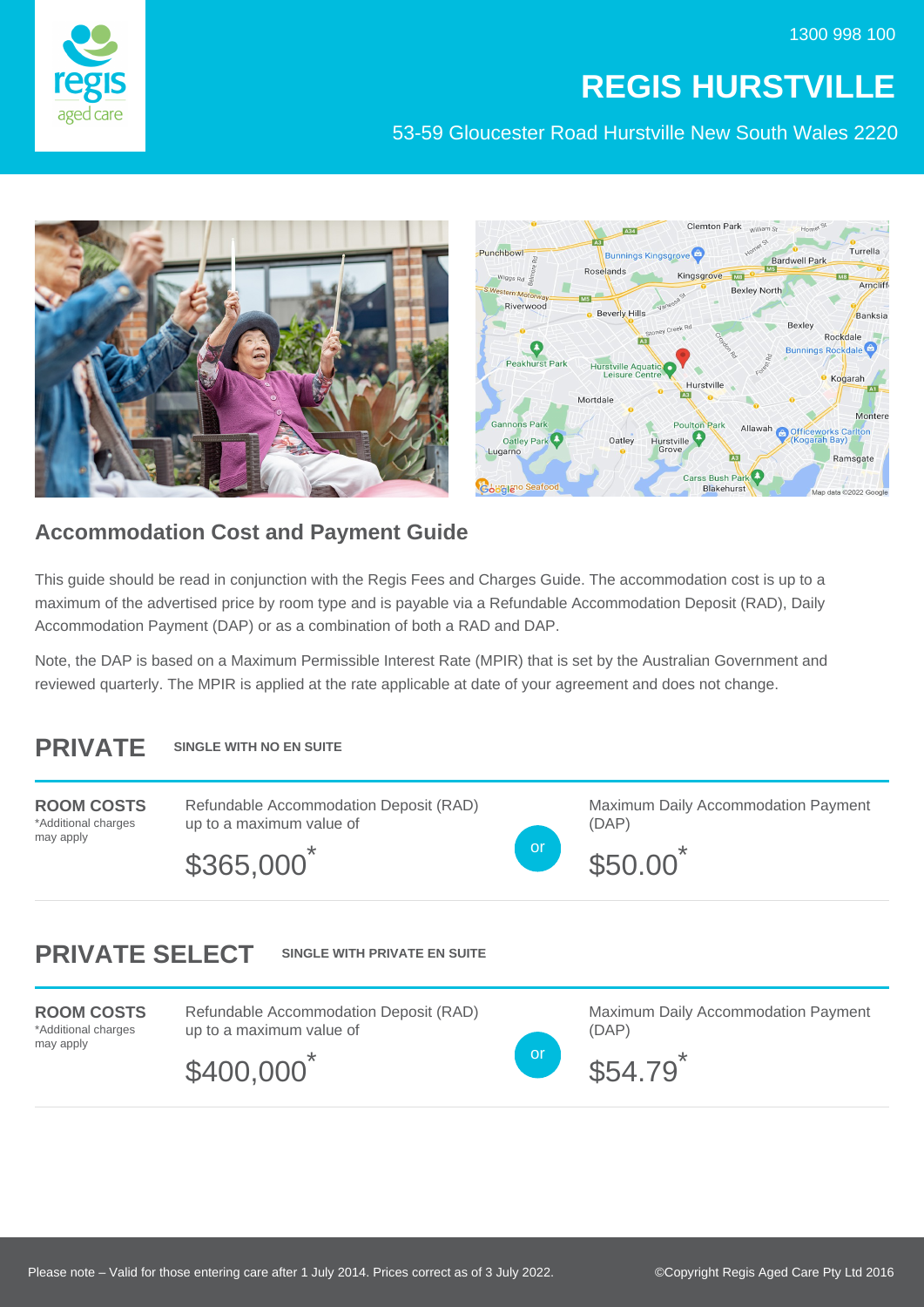regis aged care

1300 998 100

# REGIS HURSTVILLE

53-59 Gloucester Road Hurstville New South Wales 2220

## Accommodation Cost and Payment Guide

This guide should be read in conjunction with the Regis Fees and Charges Guide. The accommodation cost is up to a maximum of the advertised price by room type and is payable via a Refundable Accommodation Deposit (RAD), Daily Accommodation Payment (DAP) or as a combination of both a RAD and DAP.

Note, the DAP is based on a Maximum Permissible Interest Rate (MPIR) that is set by the Australian Government and reviewed quarterly. The MPIR is applied at the rate applicable at date of your agreement and does not change.

## PRIVATE

**SINGLE WITH NO EN SUITE**

| | | | |
|---|---|---|---|
| **ROOM COSTS** *Additional charges may apply | Refundable Accommodation Deposit (RAD) up to a maximum value of $365,000* | or | Maximum Daily Accommodation Payment (DAP) $50.00* |

## PRIVATE SELECT

**SINGLE WITH PRIVATE EN SUITE**

| | | | |
|---|---|---|---|
| **ROOM COSTS** *Additional charges may apply | Refundable Accommodation Deposit (RAD) up to a maximum value of $400,000* | or | Maximum Daily Accommodation Payment (DAP) $54.79* |

Please note – Valid for those entering care after 1 July 2014. Prices correct as of 3 July 2022.

©Copyright Regis Aged Care Pty Ltd 2016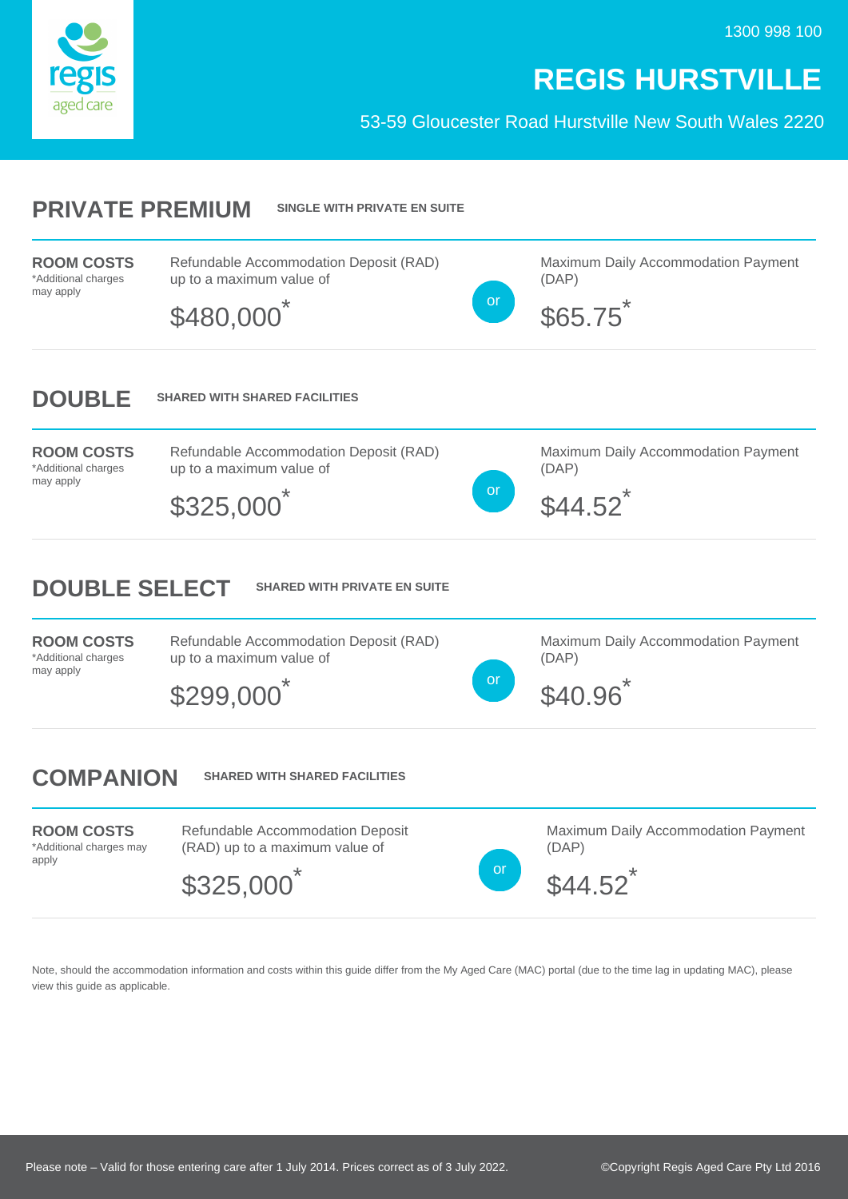1300 998 100

# REGIS HURSTVILLE

53-59 Gloucester Road Hurstville New South Wales 2220

## PRIVATE PREMIUM

**SINGLE WITH PRIVATE EN SUITE**

**ROOM COSTS**
*Additional charges may apply

Refundable Accommodation Deposit (RAD) up to a maximum value of

$480,000*

or

Maximum Daily Accommodation Payment (DAP)

$65.75*

## DOUBLE

**SHARED WITH SHARED FACILITIES**

**ROOM COSTS**
*Additional charges may apply

Refundable Accommodation Deposit (RAD) up to a maximum value of

$325,000*

or

Maximum Daily Accommodation Payment (DAP)

$44.52*

## DOUBLE SELECT

**SHARED WITH PRIVATE EN SUITE**

**ROOM COSTS**
*Additional charges may apply

Refundable Accommodation Deposit (RAD) up to a maximum value of

$299,000*

or

Maximum Daily Accommodation Payment (DAP)

$40.96*

## COMPANION

**SHARED WITH SHARED FACILITIES**

**ROOM COSTS**
*Additional charges may apply

Refundable Accommodation Deposit (RAD) up to a maximum value of

$325,000*

or

Maximum Daily Accommodation Payment (DAP)

$44.52*

Note, should the accommodation information and costs within this guide differ from the My Aged Care (MAC) portal (due to the time lag in updating MAC), please view this guide as applicable.

Please note – Valid for those entering care after 1 July 2014. Prices correct as of 3 July 2022.

©Copyright Regis Aged Care Pty Ltd 2016